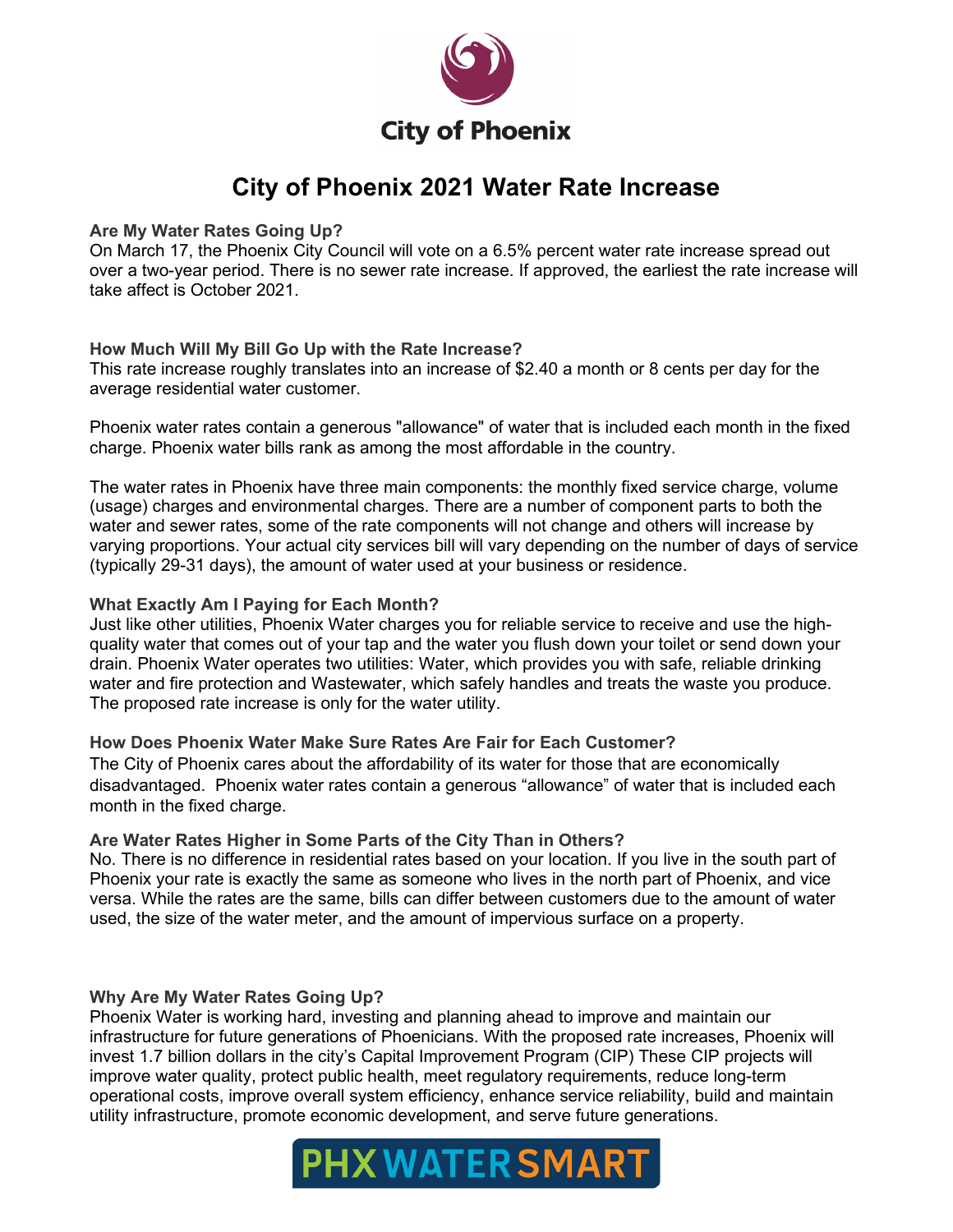City of Phoenix

# City of Phoenix 2021 Water Rate Increase

### Are My Water Rates Going Up?

On March 17, the Phoenix City Council will vote on a 6.5% percent water rate increase spread out over a two-year period. There is no sewer rate increase. If approved, the earliest the rate increase will take affect is October 2021.

### How Much Will My Bill Go Up with the Rate Increase?

This rate increase roughly translates into an increase of $2.40 a month or 8 cents per day for the average residential water customer.

Phoenix water rates contain a generous "allowance" of water that is included each month in the fixed charge. Phoenix water bills rank as among the most affordable in the country.

The water rates in Phoenix have three main components: the monthly fixed service charge, volume (usage) charges and environmental charges. There are a number of component parts to both the water and sewer rates, some of the rate components will not change and others will increase by varying proportions. Your actual city services bill will vary depending on the number of days of service (typically 29-31 days), the amount of water used at your business or residence.

### What Exactly Am I Paying for Each Month?

Just like other utilities, Phoenix Water charges you for reliable service to receive and use the high-quality water that comes out of your tap and the water you flush down your toilet or send down your drain. Phoenix Water operates two utilities: Water, which provides you with safe, reliable drinking water and fire protection and Wastewater, which safely handles and treats the waste you produce. The proposed rate increase is only for the water utility.

### How Does Phoenix Water Make Sure Rates Are Fair for Each Customer?

The City of Phoenix cares about the affordability of its water for those that are economically disadvantaged. Phoenix water rates contain a generous "allowance" of water that is included each month in the fixed charge.

### Are Water Rates Higher in Some Parts of the City Than in Others?

No. There is no difference in residential rates based on your location. If you live in the south part of Phoenix your rate is exactly the same as someone who lives in the north part of Phoenix, and vice versa. While the rates are the same, bills can differ between customers due to the amount of water used, the size of the water meter, and the amount of impervious surface on a property.

### Why Are My Water Rates Going Up?

Phoenix Water is working hard, investing and planning ahead to improve and maintain our infrastructure for future generations of Phoenicians. With the proposed rate increases, Phoenix will invest 1.7 billion dollars in the city's Capital Improvement Program (CIP) These CIP projects will improve water quality, protect public health, meet regulatory requirements, reduce long-term operational costs, improve overall system efficiency, enhance service reliability, build and maintain utility infrastructure, promote economic development, and serve future generations.

PHX WATER SMART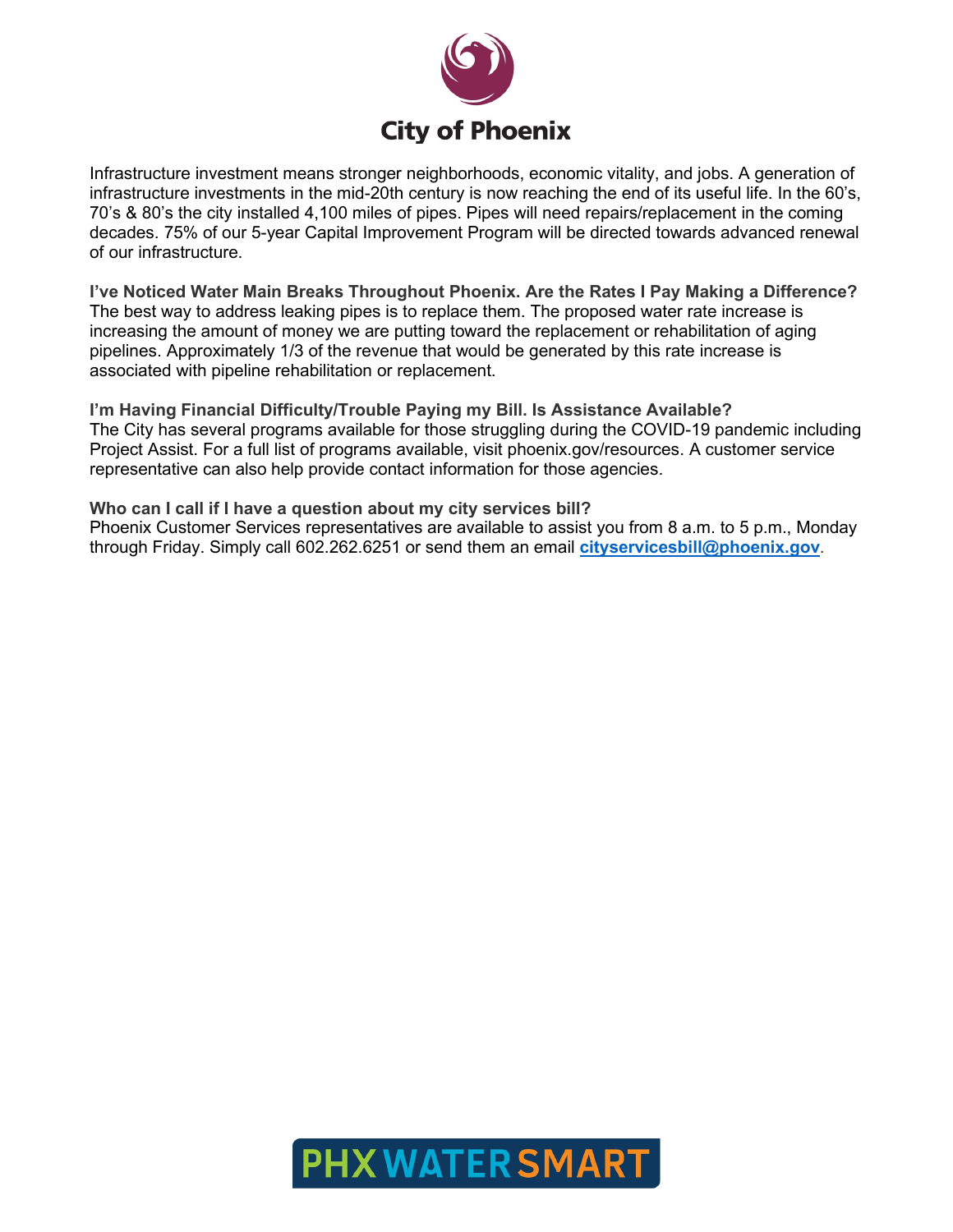City of Phoenix

Infrastructure investment means stronger neighborhoods, economic vitality, and jobs. A generation of infrastructure investments in the mid-20th century is now reaching the end of its useful life. In the 60's, 70's & 80's the city installed 4,100 miles of pipes. Pipes will need repairs/replacement in the coming decades. 75% of our 5-year Capital Improvement Program will be directed towards advanced renewal of our infrastructure.

**I've Noticed Water Main Breaks Throughout Phoenix. Are the Rates I Pay Making a Difference?**
The best way to address leaking pipes is to replace them. The proposed water rate increase is increasing the amount of money we are putting toward the replacement or rehabilitation of aging pipelines. Approximately 1/3 of the revenue that would be generated by this rate increase is associated with pipeline rehabilitation or replacement.

**I'm Having Financial Difficulty/Trouble Paying my Bill. Is Assistance Available?**
The City has several programs available for those struggling during the COVID-19 pandemic including Project Assist. For a full list of programs available, visit phoenix.gov/resources. A customer service representative can also help provide contact information for those agencies.

**Who can I call if I have a question about my city services bill?**
Phoenix Customer Services representatives are available to assist you from 8 a.m. to 5 p.m., Monday through Friday. Simply call 602.262.6251 or send them an email **cityservicesbill@phoenix.gov**.

PHX WATER SMART